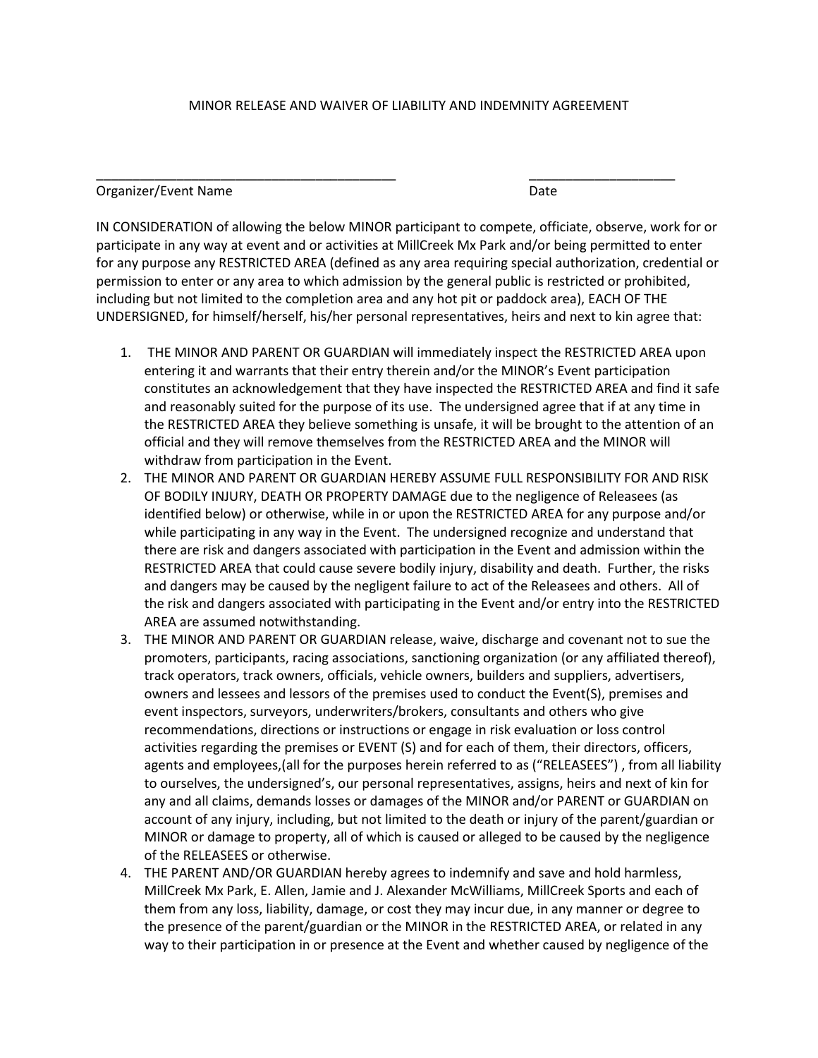# MINOR RELEASE AND WAIVER OF LIABILITY AND INDEMNITY AGREEMENT

_________________________________________ ____________________

Organizer/Event Name Date

IN CONSIDERATION of allowing the below MINOR participant to compete, officiate, observe, work for or participate in any way at event and or activities at MillCreek Mx Park and/or being permitted to enter for any purpose any RESTRICTED AREA (defined as any area requiring special authorization, credential or permission to enter or any area to which admission by the general public is restricted or prohibited, including but not limited to the completion area and any hot pit or paddock area), EACH OF THE UNDERSIGNED, for himself/herself, his/her personal representatives, heirs and next to kin agree that:

1. THE MINOR AND PARENT OR GUARDIAN will immediately inspect the RESTRICTED AREA upon entering it and warrants that their entry therein and/or the MINOR's Event participation constitutes an acknowledgement that they have inspected the RESTRICTED AREA and find it safe and reasonably suited for the purpose of its use. The undersigned agree that if at any time in the RESTRICTED AREA they believe something is unsafe, it will be brought to the attention of an official and they will remove themselves from the RESTRICTED AREA and the MINOR will withdraw from participation in the Event.
2. THE MINOR AND PARENT OR GUARDIAN HEREBY ASSUME FULL RESPONSIBILITY FOR AND RISK OF BODILY INJURY, DEATH OR PROPERTY DAMAGE due to the negligence of Releasees (as identified below) or otherwise, while in or upon the RESTRICTED AREA for any purpose and/or while participating in any way in the Event. The undersigned recognize and understand that there are risk and dangers associated with participation in the Event and admission within the RESTRICTED AREA that could cause severe bodily injury, disability and death. Further, the risks and dangers may be caused by the negligent failure to act of the Releasees and others. All of the risk and dangers associated with participating in the Event and/or entry into the RESTRICTED AREA are assumed notwithstanding.
3. THE MINOR AND PARENT OR GUARDIAN release, waive, discharge and covenant not to sue the promoters, participants, racing associations, sanctioning organization (or any affiliated thereof), track operators, track owners, officials, vehicle owners, builders and suppliers, advertisers, owners and lessees and lessors of the premises used to conduct the Event(S), premises and event inspectors, surveyors, underwriters/brokers, consultants and others who give recommendations, directions or instructions or engage in risk evaluation or loss control activities regarding the premises or EVENT (S) and for each of them, their directors, officers, agents and employees,(all for the purposes herein referred to as ("RELEASEES") , from all liability to ourselves, the undersigned's, our personal representatives, assigns, heirs and next of kin for any and all claims, demands losses or damages of the MINOR and/or PARENT or GUARDIAN on account of any injury, including, but not limited to the death or injury of the parent/guardian or MINOR or damage to property, all of which is caused or alleged to be caused by the negligence of the RELEASEES or otherwise.
4. THE PARENT AND/OR GUARDIAN hereby agrees to indemnify and save and hold harmless, MillCreek Mx Park, E. Allen, Jamie and J. Alexander McWilliams, MillCreek Sports and each of them from any loss, liability, damage, or cost they may incur due, in any manner or degree to the presence of the parent/guardian or the MINOR in the RESTRICTED AREA, or related in any way to their participation in or presence at the Event and whether caused by negligence of the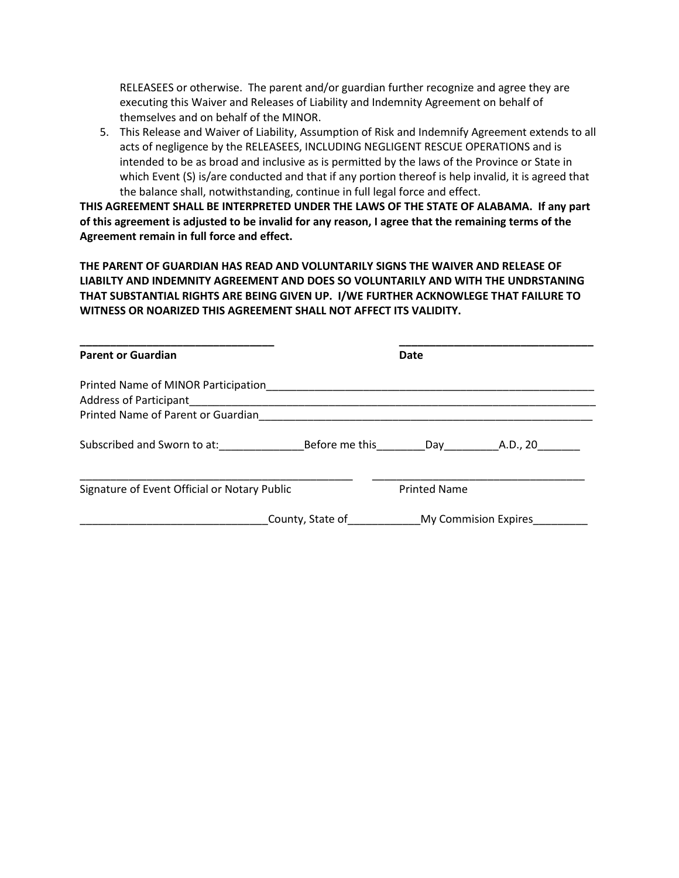RELEASEES or otherwise. The parent and/or guardian further recognize and agree they are executing this Waiver and Releases of Liability and Indemnity Agreement on behalf of themselves and on behalf of the MINOR.

5. This Release and Waiver of Liability, Assumption of Risk and Indemnify Agreement extends to all acts of negligence by the RELEASEES, INCLUDING NEGLIGENT RESCUE OPERATIONS and is intended to be as broad and inclusive as is permitted by the laws of the Province or State in which Event (S) is/are conducted and that if any portion thereof is help invalid, it is agreed that the balance shall, notwithstanding, continue in full legal force and effect.

**THIS AGREEMENT SHALL BE INTERPRETED UNDER THE LAWS OF THE STATE OF ALABAMA. If any part of this agreement is adjusted to be invalid for any reason, I agree that the remaining terms of the Agreement remain in full force and effect.**

**THE PARENT OF GUARDIAN HAS READ AND VOLUNTARILY SIGNS THE WAIVER AND RELEASE OF LIABILTY AND INDEMNITY AGREEMENT AND DOES SO VOLUNTARILY AND WITH THE UNDRSTANING THAT SUBSTANTIAL RIGHTS ARE BEING GIVEN UP. I/WE FURTHER ACKNOWLEGE THAT FAILURE TO WITNESS OR NOARIZED THIS AGREEMENT SHALL NOT AFFECT ITS VALIDITY.**

________________________________ ________________________________

**Parent or Guardian** **Date**

Printed Name of MINOR Participation________________________________________________________

Address of Participant_______________________________________________________________________

Printed Name of Parent or Guardian__________________________________________________________

Subscribed and Sworn to at:______________Before me this________Day_________A.D., 20_______

______________________________________________ ____________________________________

Signature of Event Official or Notary Public Printed Name

_______________________________County, State of____________My Commision Expires_________